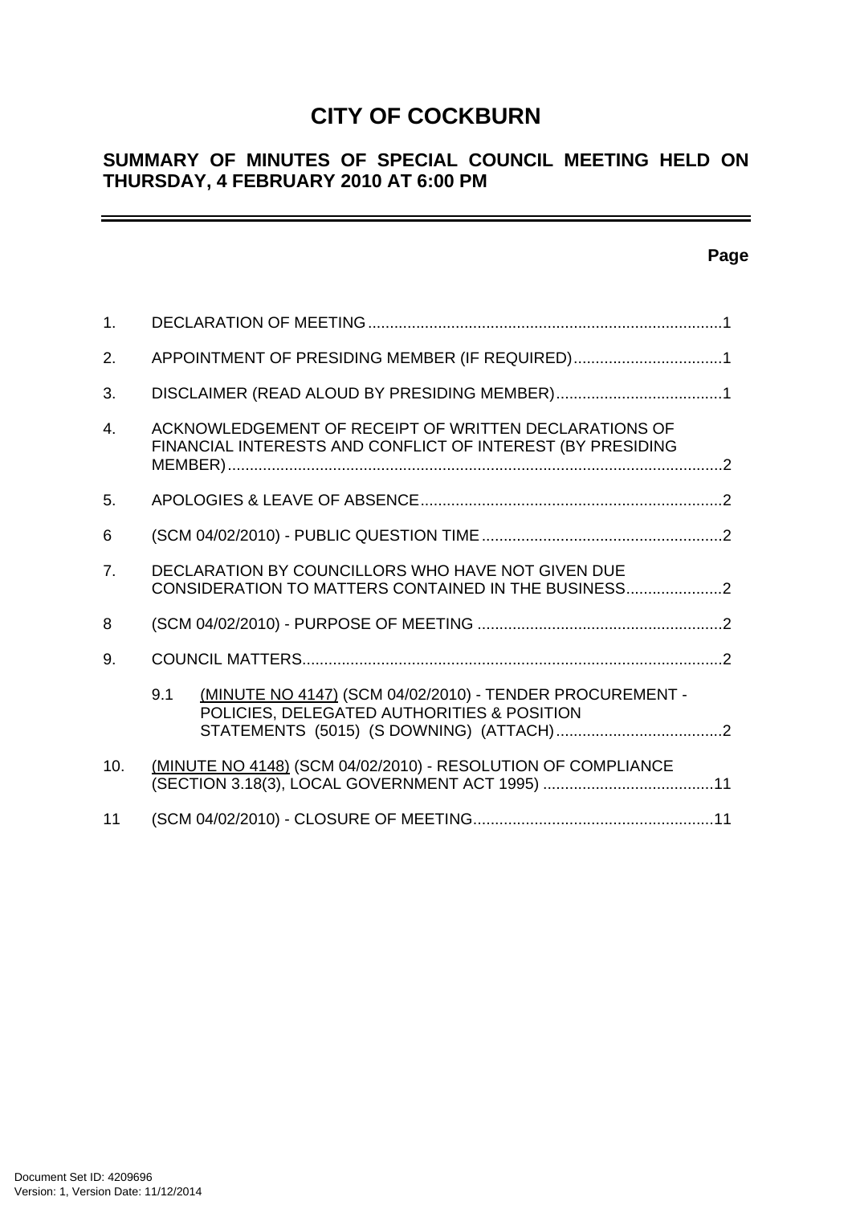# CITY OF COCKBURN

## SUMMARY OF MINUTES OF SPECIAL COUNCIL MEETING HELD ON THURSDAY, 4 FEBRUARY 2010 AT 6:00 PM

---

**Page**

1. DECLARATION OF MEETING ....................................................................................1

2. APPOINTMENT OF PRESIDING MEMBER (IF REQUIRED)..................................1

3. DISCLAIMER (READ ALOUD BY PRESIDING MEMBER)......................................1

4. ACKNOWLEDGEMENT OF RECEIPT OF WRITTEN DECLARATIONS OF FINANCIAL INTERESTS AND CONFLICT OF INTEREST (BY PRESIDING MEMBER)....................................................................................................................2

5. APOLOGIES & LEAVE OF ABSENCE.....................................................................2

6 (SCM 04/02/2010) - PUBLIC QUESTION TIME........................................................2

7. DECLARATION BY COUNCILLORS WHO HAVE NOT GIVEN DUE CONSIDERATION TO MATTERS CONTAINED IN THE BUSINESS......................2

8 (SCM 04/02/2010) - PURPOSE OF MEETING .........................................................2

9. COUNCIL MATTERS.................................................................................................2

   9.1 (MINUTE NO 4147) (SCM 04/02/2010) - TENDER PROCUREMENT - POLICIES, DELEGATED AUTHORITIES & POSITION STATEMENTS (5015) (S DOWNING) (ATTACH)......................................2

10. (MINUTE NO 4148) (SCM 04/02/2010) - RESOLUTION OF COMPLIANCE (SECTION 3.18(3), LOCAL GOVERNMENT ACT 1995) .......................................11

11 (SCM 04/02/2010) - CLOSURE OF MEETING.......................................................11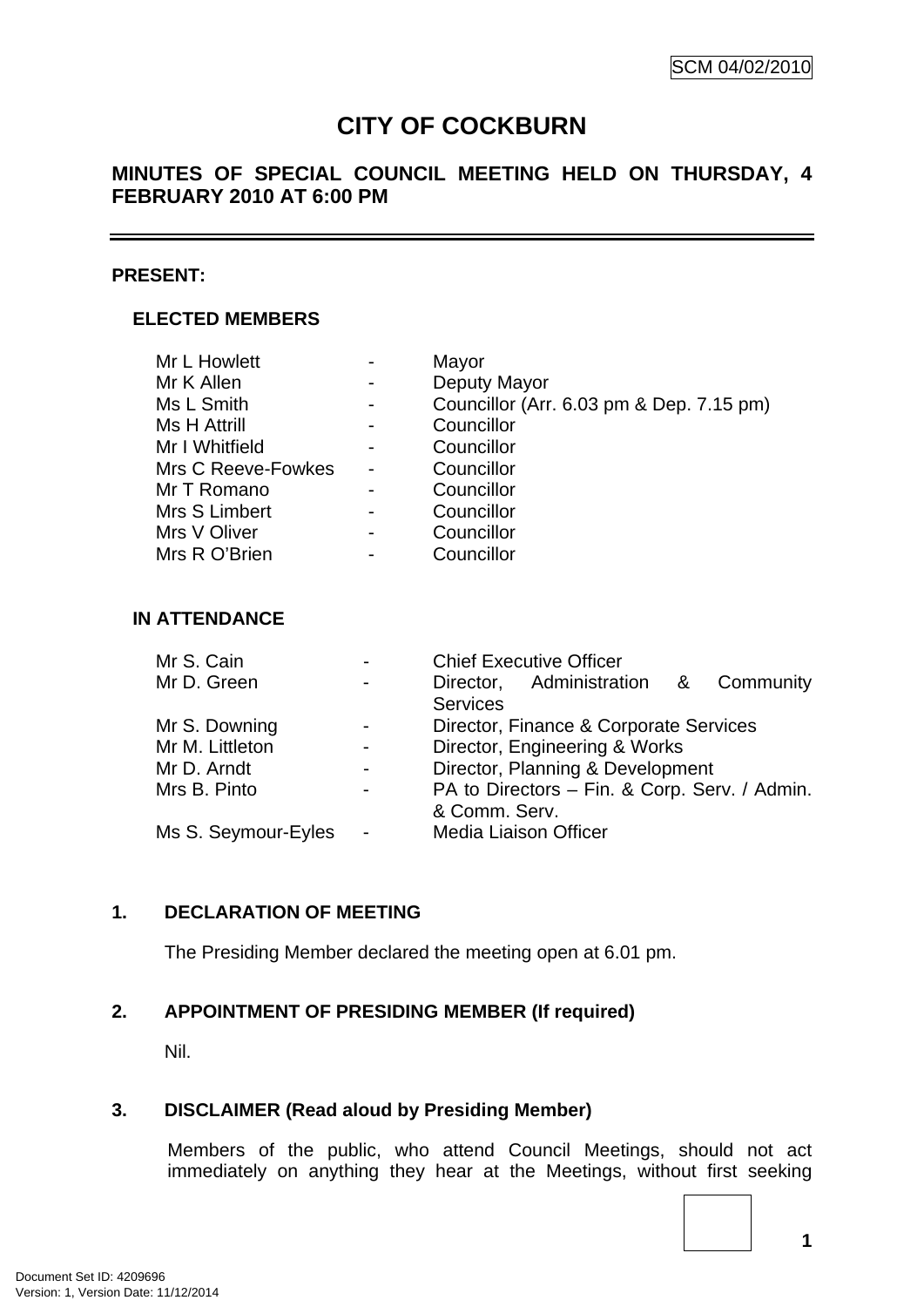SCM 04/02/2010

# CITY OF COCKBURN

## MINUTES OF SPECIAL COUNCIL MEETING HELD ON THURSDAY, 4 FEBRUARY 2010 AT 6:00 PM

---

**PRESENT:**

### ELECTED MEMBERS

| | | |
|---|---|---|
| Mr L Howlett | - | Mayor |
| Mr K Allen | - | Deputy Mayor |
| Ms L Smith | - | Councillor (Arr. 6.03 pm & Dep. 7.15 pm) |
| Ms H Attrill | - | Councillor |
| Mr I Whitfield | - | Councillor |
| Mrs C Reeve-Fowkes | - | Councillor |
| Mr T Romano | - | Councillor |
| Mrs S Limbert | - | Councillor |
| Mrs V Oliver | - | Councillor |
| Mrs R O'Brien | - | Councillor |

### IN ATTENDANCE

| | | |
|---|---|---|
| Mr S. Cain | - | Chief Executive Officer |
| Mr D. Green | - | Director, Administration & Community Services |
| Mr S. Downing | - | Director, Finance & Corporate Services |
| Mr M. Littleton | - | Director, Engineering & Works |
| Mr D. Arndt | - | Director, Planning & Development |
| Mrs B. Pinto | - | PA to Directors – Fin. & Corp. Serv. / Admin. & Comm. Serv. |
| Ms S. Seymour-Eyles | - | Media Liaison Officer |

### 1. DECLARATION OF MEETING

The Presiding Member declared the meeting open at 6.01 pm.

### 2. APPOINTMENT OF PRESIDING MEMBER (If required)

Nil.

### 3. DISCLAIMER (Read aloud by Presiding Member)

Members of the public, who attend Council Meetings, should not act immediately on anything they hear at the Meetings, without first seeking

Document Set ID: 4209696
Version: 1, Version Date: 11/12/2014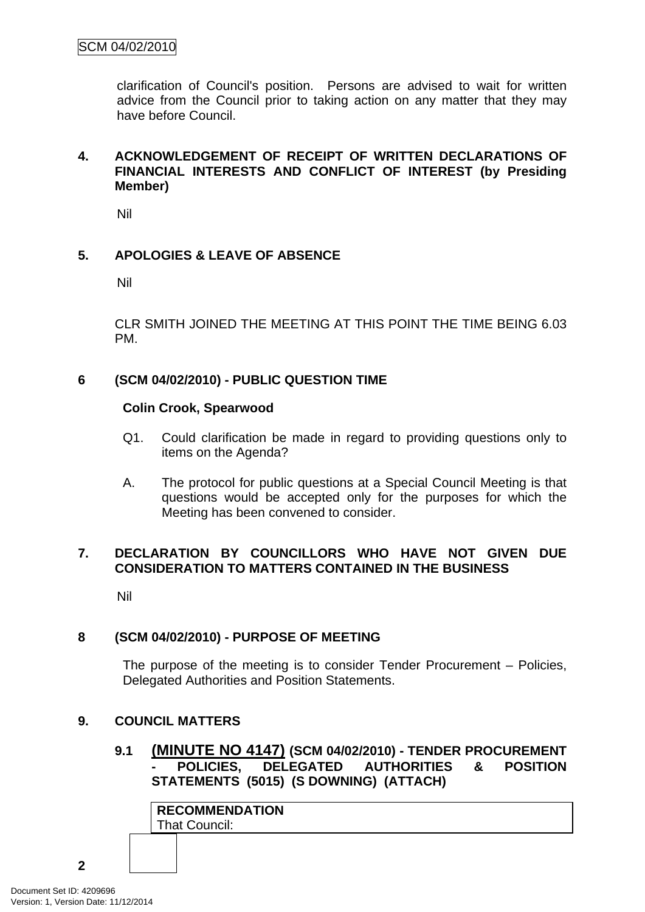clarification of Council's position. Persons are advised to wait for written advice from the Council prior to taking action on any matter that they may have before Council.

## 4. ACKNOWLEDGEMENT OF RECEIPT OF WRITTEN DECLARATIONS OF FINANCIAL INTERESTS AND CONFLICT OF INTEREST (by Presiding Member)

Nil

## 5. APOLOGIES & LEAVE OF ABSENCE

Nil

CLR SMITH JOINED THE MEETING AT THIS POINT THE TIME BEING 6.03 PM.

## 6 (SCM 04/02/2010) - PUBLIC QUESTION TIME

**Colin Crook, Spearwood**

Q1. Could clarification be made in regard to providing questions only to items on the Agenda?

A. The protocol for public questions at a Special Council Meeting is that questions would be accepted only for the purposes for which the Meeting has been convened to consider.

## 7. DECLARATION BY COUNCILLORS WHO HAVE NOT GIVEN DUE CONSIDERATION TO MATTERS CONTAINED IN THE BUSINESS

Nil

## 8 (SCM 04/02/2010) - PURPOSE OF MEETING

The purpose of the meeting is to consider Tender Procurement – Policies, Delegated Authorities and Position Statements.

## 9. COUNCIL MATTERS

### 9.1 (MINUTE NO 4147) (SCM 04/02/2010) - TENDER PROCUREMENT - POLICIES, DELEGATED AUTHORITIES & POSITION STATEMENTS (5015) (S DOWNING) (ATTACH)

**RECOMMENDATION**
That Council: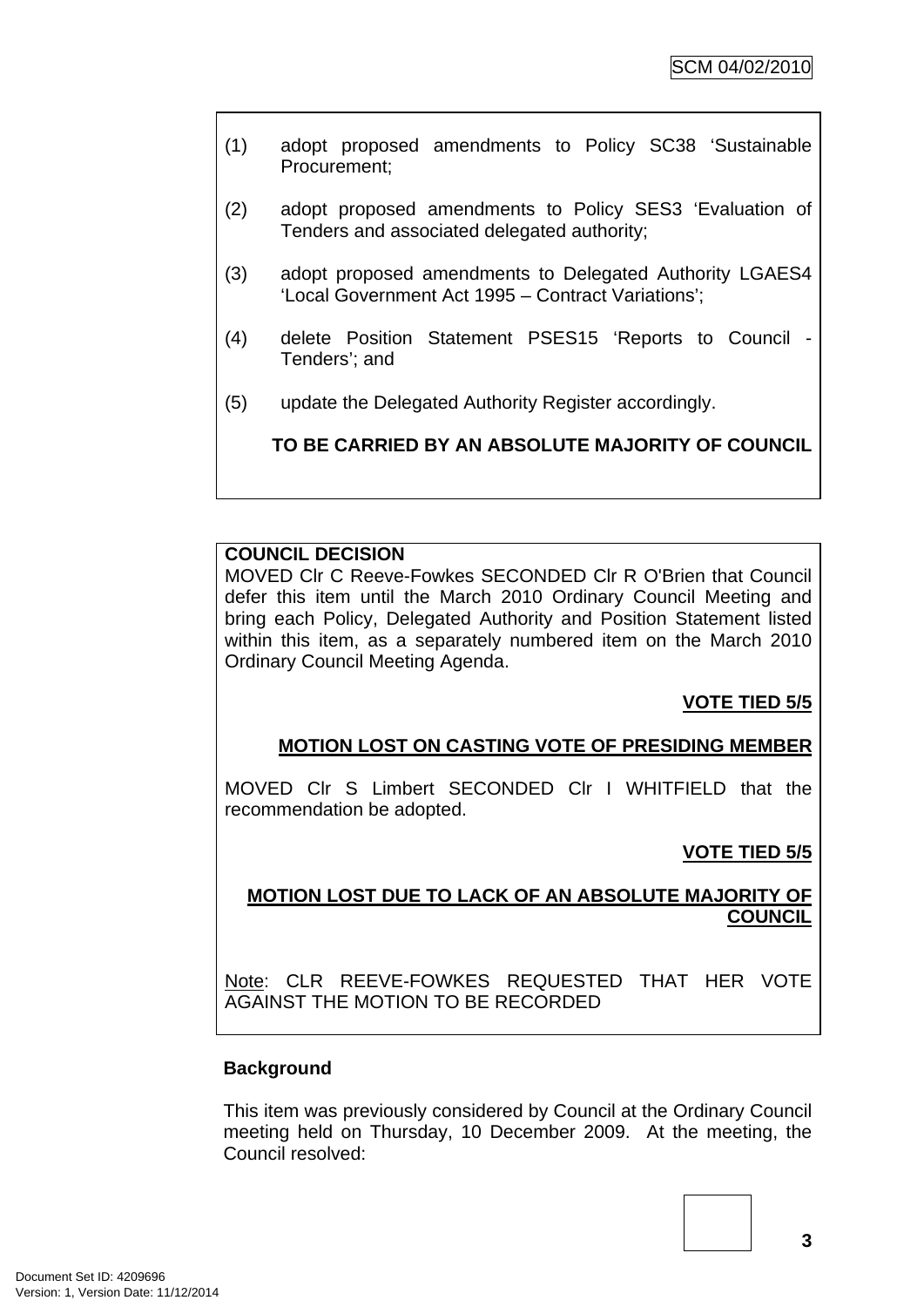(1) adopt proposed amendments to Policy SC38 'Sustainable Procurement;

(2) adopt proposed amendments to Policy SES3 'Evaluation of Tenders and associated delegated authority;

(3) adopt proposed amendments to Delegated Authority LGAES4 'Local Government Act 1995 – Contract Variations';

(4) delete Position Statement PSES15 'Reports to Council - Tenders'; and

(5) update the Delegated Authority Register accordingly.

**TO BE CARRIED BY AN ABSOLUTE MAJORITY OF COUNCIL**

**COUNCIL DECISION**

MOVED Clr C Reeve-Fowkes SECONDED Clr R O'Brien that Council defer this item until the March 2010 Ordinary Council Meeting and bring each Policy, Delegated Authority and Position Statement listed within this item, as a separately numbered item on the March 2010 Ordinary Council Meeting Agenda.

**VOTE TIED 5/5**

**MOTION LOST ON CASTING VOTE OF PRESIDING MEMBER**

MOVED Clr S Limbert SECONDED Clr I WHITFIELD that the recommendation be adopted.

**VOTE TIED 5/5**

**MOTION LOST DUE TO LACK OF AN ABSOLUTE MAJORITY OF COUNCIL**

Note: CLR REEVE-FOWKES REQUESTED THAT HER VOTE AGAINST THE MOTION TO BE RECORDED

**Background**

This item was previously considered by Council at the Ordinary Council meeting held on Thursday, 10 December 2009. At the meeting, the Council resolved: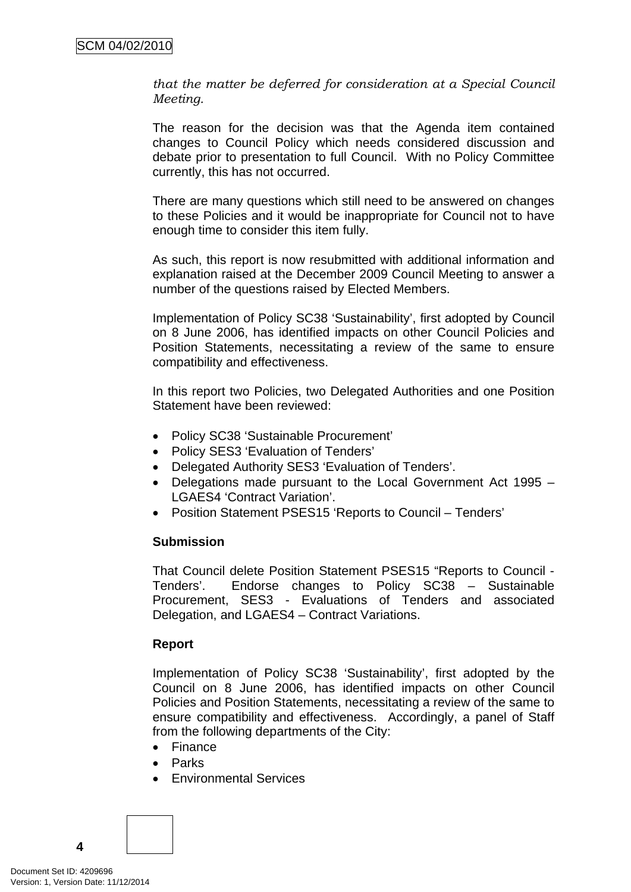*that the matter be deferred for consideration at a Special Council Meeting.*

The reason for the decision was that the Agenda item contained changes to Council Policy which needs considered discussion and debate prior to presentation to full Council. With no Policy Committee currently, this has not occurred.

There are many questions which still need to be answered on changes to these Policies and it would be inappropriate for Council not to have enough time to consider this item fully.

As such, this report is now resubmitted with additional information and explanation raised at the December 2009 Council Meeting to answer a number of the questions raised by Elected Members.

Implementation of Policy SC38 'Sustainability', first adopted by Council on 8 June 2006, has identified impacts on other Council Policies and Position Statements, necessitating a review of the same to ensure compatibility and effectiveness.

In this report two Policies, two Delegated Authorities and one Position Statement have been reviewed:

- Policy SC38 'Sustainable Procurement'
- Policy SES3 'Evaluation of Tenders'
- Delegated Authority SES3 'Evaluation of Tenders'.
- Delegations made pursuant to the Local Government Act 1995 – LGAES4 'Contract Variation'.
- Position Statement PSES15 'Reports to Council – Tenders'

**Submission**

That Council delete Position Statement PSES15 "Reports to Council - Tenders'. Endorse changes to Policy SC38 – Sustainable Procurement, SES3 - Evaluations of Tenders and associated Delegation, and LGAES4 – Contract Variations.

**Report**

Implementation of Policy SC38 'Sustainability', first adopted by the Council on 8 June 2006, has identified impacts on other Council Policies and Position Statements, necessitating a review of the same to ensure compatibility and effectiveness. Accordingly, a panel of Staff from the following departments of the City:

- Finance
- Parks
- Environmental Services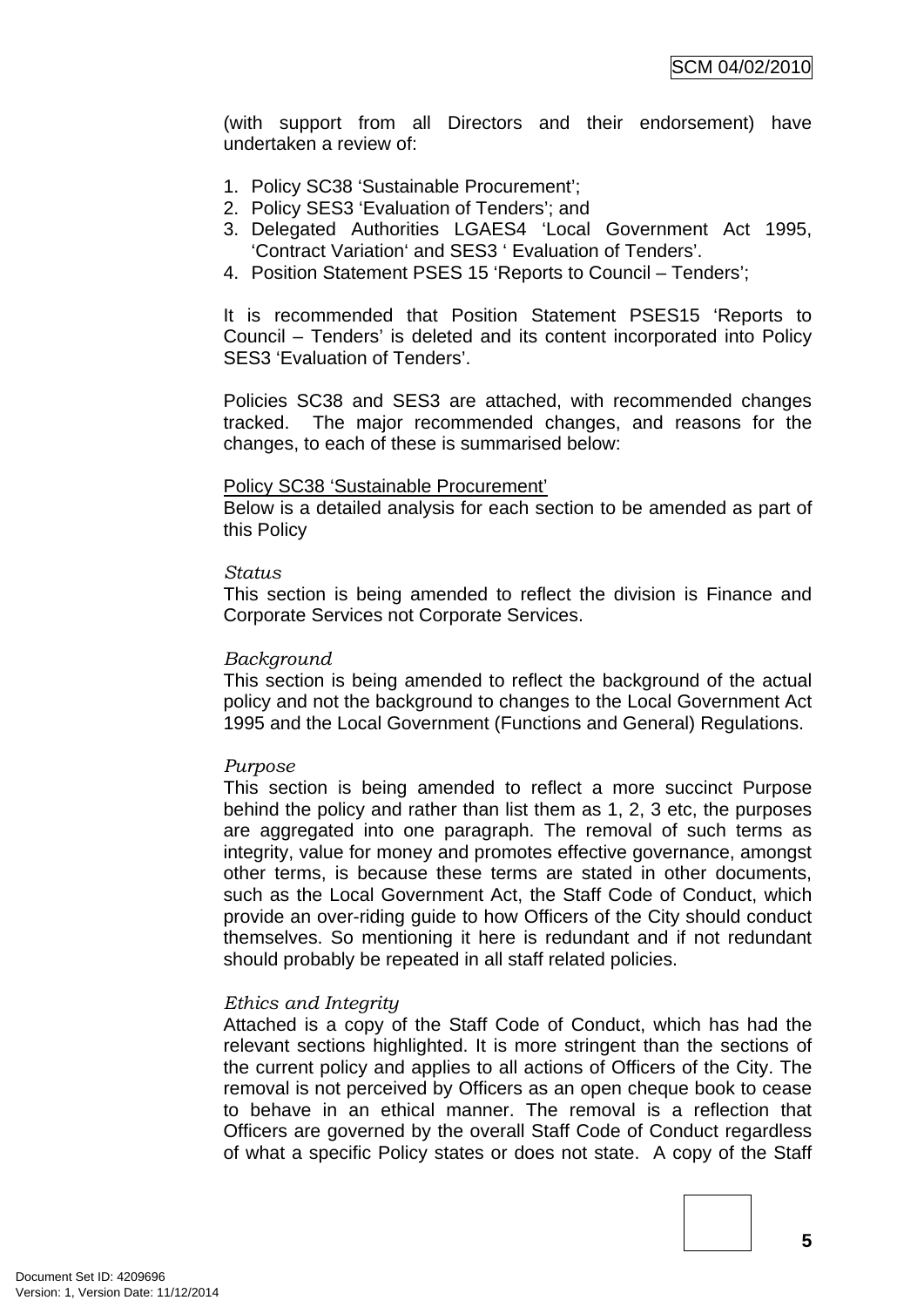(with support from all Directors and their endorsement) have undertaken a review of:

1. Policy SC38 'Sustainable Procurement';
2. Policy SES3 'Evaluation of Tenders'; and
3. Delegated Authorities LGAES4 'Local Government Act 1995, 'Contract Variation' and SES3 ' Evaluation of Tenders'.
4. Position Statement PSES 15 'Reports to Council – Tenders';

It is recommended that Position Statement PSES15 'Reports to Council – Tenders' is deleted and its content incorporated into Policy SES3 'Evaluation of Tenders'.

Policies SC38 and SES3 are attached, with recommended changes tracked. The major recommended changes, and reasons for the changes, to each of these is summarised below:

<u>Policy SC38 'Sustainable Procurement'</u>
Below is a detailed analysis for each section to be amended as part of this Policy

*Status*
This section is being amended to reflect the division is Finance and Corporate Services not Corporate Services.

*Background*
This section is being amended to reflect the background of the actual policy and not the background to changes to the Local Government Act 1995 and the Local Government (Functions and General) Regulations.

*Purpose*
This section is being amended to reflect a more succinct Purpose behind the policy and rather than list them as 1, 2, 3 etc, the purposes are aggregated into one paragraph. The removal of such terms as integrity, value for money and promotes effective governance, amongst other terms, is because these terms are stated in other documents, such as the Local Government Act, the Staff Code of Conduct, which provide an over-riding guide to how Officers of the City should conduct themselves. So mentioning it here is redundant and if not redundant should probably be repeated in all staff related policies.

*Ethics and Integrity*
Attached is a copy of the Staff Code of Conduct, which has had the relevant sections highlighted. It is more stringent than the sections of the current policy and applies to all actions of Officers of the City. The removal is not perceived by Officers as an open cheque book to cease to behave in an ethical manner. The removal is a reflection that Officers are governed by the overall Staff Code of Conduct regardless of what a specific Policy states or does not state. A copy of the Staff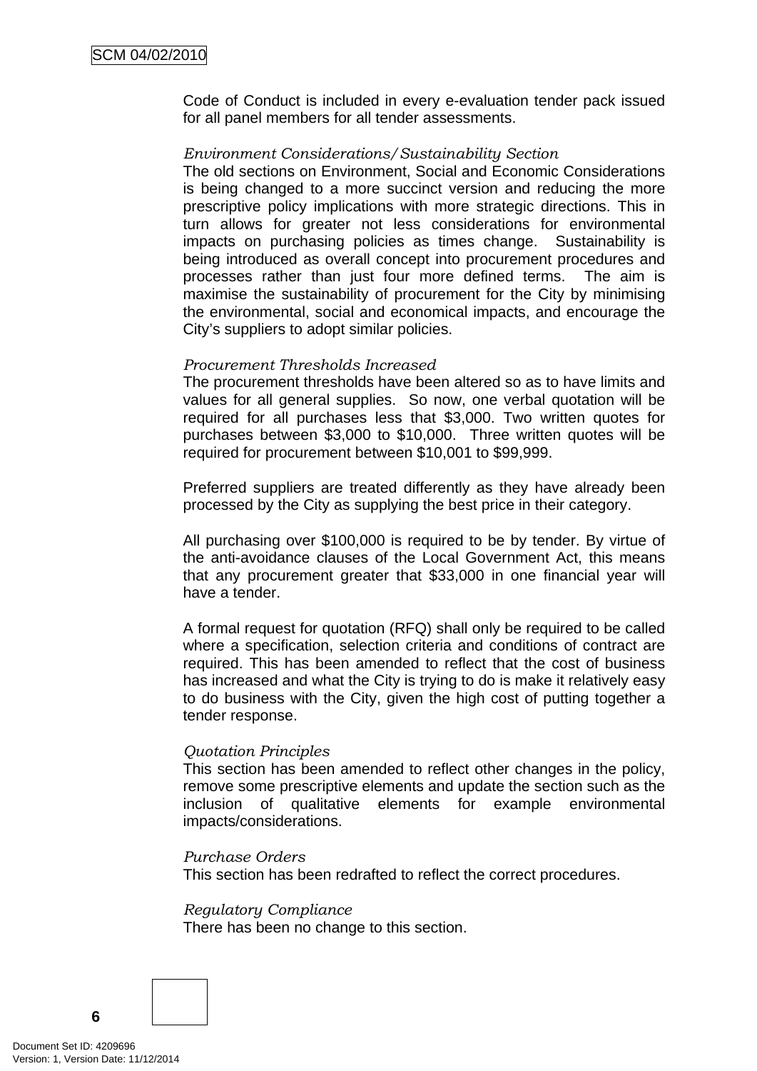Code of Conduct is included in every e-evaluation tender pack issued for all panel members for all tender assessments.

*Environment Considerations/Sustainability Section*
The old sections on Environment, Social and Economic Considerations is being changed to a more succinct version and reducing the more prescriptive policy implications with more strategic directions. This in turn allows for greater not less considerations for environmental impacts on purchasing policies as times change. Sustainability is being introduced as overall concept into procurement procedures and processes rather than just four more defined terms. The aim is maximise the sustainability of procurement for the City by minimising the environmental, social and economical impacts, and encourage the City's suppliers to adopt similar policies.

*Procurement Thresholds Increased*
The procurement thresholds have been altered so as to have limits and values for all general supplies. So now, one verbal quotation will be required for all purchases less that $3,000. Two written quotes for purchases between $3,000 to $10,000. Three written quotes will be required for procurement between $10,001 to $99,999.

Preferred suppliers are treated differently as they have already been processed by the City as supplying the best price in their category.

All purchasing over $100,000 is required to be by tender. By virtue of the anti-avoidance clauses of the Local Government Act, this means that any procurement greater that $33,000 in one financial year will have a tender.

A formal request for quotation (RFQ) shall only be required to be called where a specification, selection criteria and conditions of contract are required. This has been amended to reflect that the cost of business has increased and what the City is trying to do is make it relatively easy to do business with the City, given the high cost of putting together a tender response.

*Quotation Principles*
This section has been amended to reflect other changes in the policy, remove some prescriptive elements and update the section such as the inclusion of qualitative elements for example environmental impacts/considerations.

*Purchase Orders*
This section has been redrafted to reflect the correct procedures.

*Regulatory Compliance*
There has been no change to this section.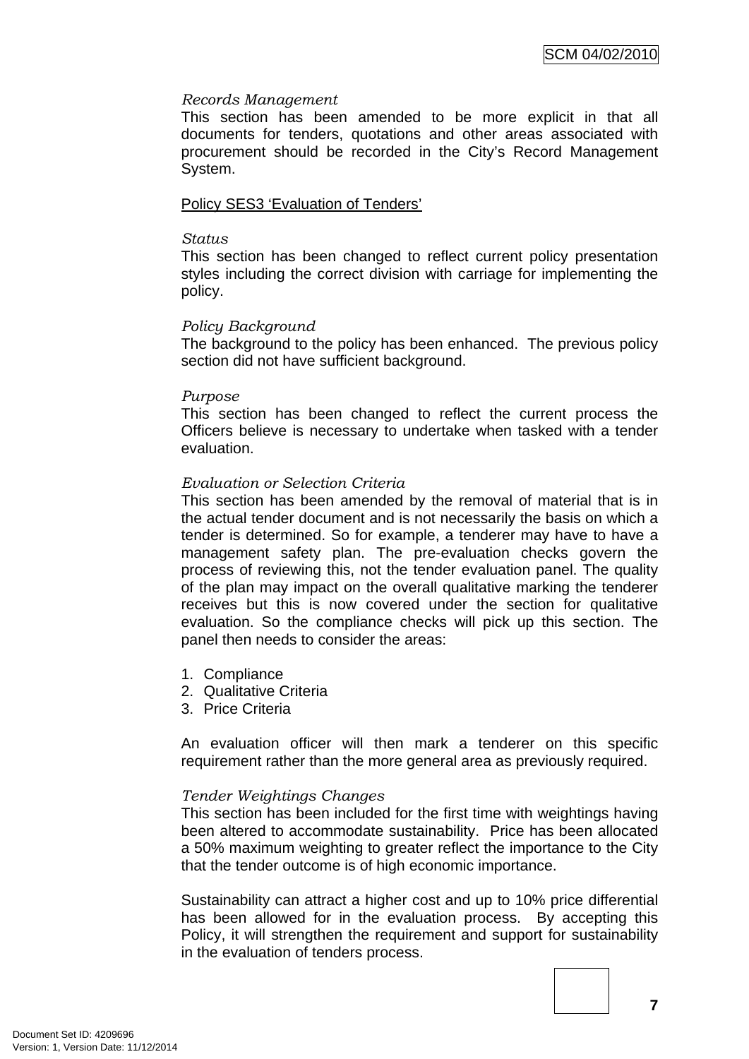*Records Management*
This section has been amended to be more explicit in that all documents for tenders, quotations and other areas associated with procurement should be recorded in the City's Record Management System.

Policy SES3 'Evaluation of Tenders'

*Status*
This section has been changed to reflect current policy presentation styles including the correct division with carriage for implementing the policy.

*Policy Background*
The background to the policy has been enhanced. The previous policy section did not have sufficient background.

*Purpose*
This section has been changed to reflect the current process the Officers believe is necessary to undertake when tasked with a tender evaluation.

*Evaluation or Selection Criteria*
This section has been amended by the removal of material that is in the actual tender document and is not necessarily the basis on which a tender is determined. So for example, a tenderer may have to have a management safety plan. The pre-evaluation checks govern the process of reviewing this, not the tender evaluation panel. The quality of the plan may impact on the overall qualitative marking the tenderer receives but this is now covered under the section for qualitative evaluation. So the compliance checks will pick up this section. The panel then needs to consider the areas:

1. Compliance
2. Qualitative Criteria
3. Price Criteria

An evaluation officer will then mark a tenderer on this specific requirement rather than the more general area as previously required.

*Tender Weightings Changes*
This section has been included for the first time with weightings having been altered to accommodate sustainability. Price has been allocated a 50% maximum weighting to greater reflect the importance to the City that the tender outcome is of high economic importance.

Sustainability can attract a higher cost and up to 10% price differential has been allowed for in the evaluation process. By accepting this Policy, it will strengthen the requirement and support for sustainability in the evaluation of tenders process.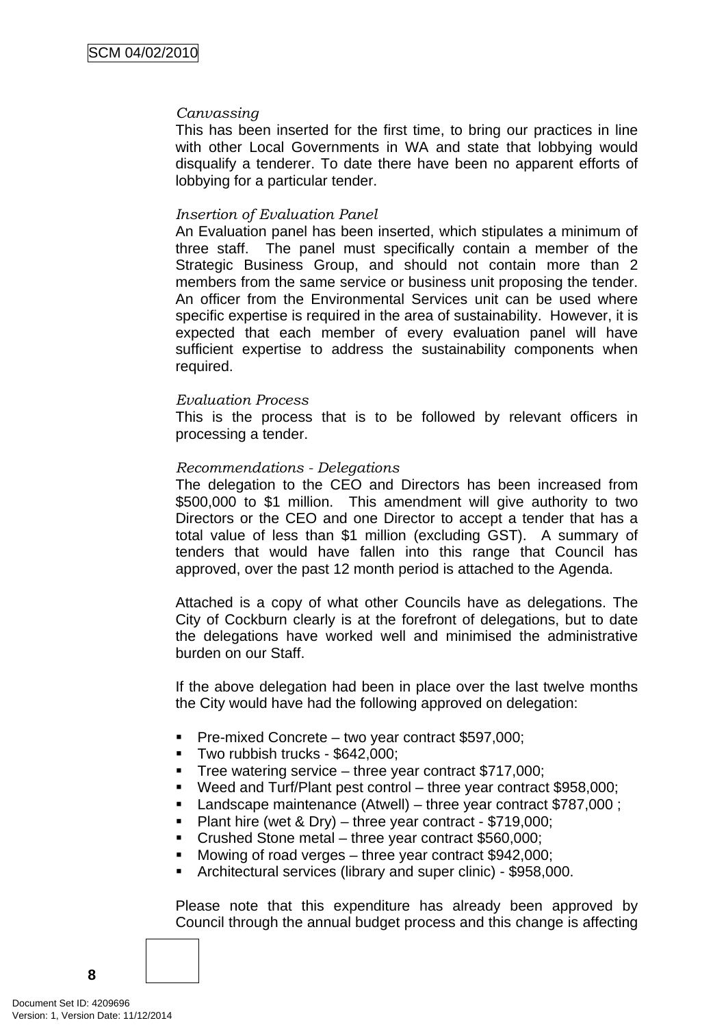*Canvassing*

This has been inserted for the first time, to bring our practices in line with other Local Governments in WA and state that lobbying would disqualify a tenderer. To date there have been no apparent efforts of lobbying for a particular tender.

*Insertion of Evaluation Panel*

An Evaluation panel has been inserted, which stipulates a minimum of three staff. The panel must specifically contain a member of the Strategic Business Group, and should not contain more than 2 members from the same service or business unit proposing the tender. An officer from the Environmental Services unit can be used where specific expertise is required in the area of sustainability. However, it is expected that each member of every evaluation panel will have sufficient expertise to address the sustainability components when required.

*Evaluation Process*

This is the process that is to be followed by relevant officers in processing a tender.

*Recommendations - Delegations*

The delegation to the CEO and Directors has been increased from $500,000 to $1 million. This amendment will give authority to two Directors or the CEO and one Director to accept a tender that has a total value of less than $1 million (excluding GST). A summary of tenders that would have fallen into this range that Council has approved, over the past 12 month period is attached to the Agenda.

Attached is a copy of what other Councils have as delegations. The City of Cockburn clearly is at the forefront of delegations, but to date the delegations have worked well and minimised the administrative burden on our Staff.

If the above delegation had been in place over the last twelve months the City would have had the following approved on delegation:

- Pre-mixed Concrete – two year contract $597,000;
- Two rubbish trucks - $642,000;
- Tree watering service – three year contract $717,000;
- Weed and Turf/Plant pest control – three year contract $958,000;
- Landscape maintenance (Atwell) – three year contract $787,000 ;
- Plant hire (wet & Dry) – three year contract - $719,000;
- Crushed Stone metal – three year contract $560,000;
- Mowing of road verges – three year contract $942,000;
- Architectural services (library and super clinic) - $958,000.

Please note that this expenditure has already been approved by Council through the annual budget process and this change is affecting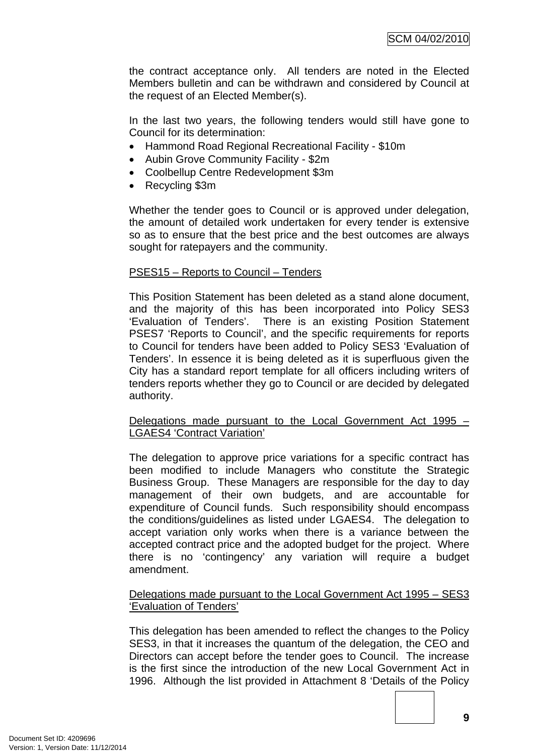the contract acceptance only. All tenders are noted in the Elected Members bulletin and can be withdrawn and considered by Council at the request of an Elected Member(s).

In the last two years, the following tenders would still have gone to Council for its determination:

- Hammond Road Regional Recreational Facility - $10m
- Aubin Grove Community Facility - $2m
- Coolbellup Centre Redevelopment $3m
- Recycling $3m

Whether the tender goes to Council or is approved under delegation, the amount of detailed work undertaken for every tender is extensive so as to ensure that the best price and the best outcomes are always sought for ratepayers and the community.

PSES15 – Reports to Council – Tenders

This Position Statement has been deleted as a stand alone document, and the majority of this has been incorporated into Policy SES3 'Evaluation of Tenders'. There is an existing Position Statement PSES7 'Reports to Council', and the specific requirements for reports to Council for tenders have been added to Policy SES3 'Evaluation of Tenders'. In essence it is being deleted as it is superfluous given the City has a standard report template for all officers including writers of tenders reports whether they go to Council or are decided by delegated authority.

Delegations made pursuant to the Local Government Act 1995 – LGAES4 'Contract Variation'

The delegation to approve price variations for a specific contract has been modified to include Managers who constitute the Strategic Business Group. These Managers are responsible for the day to day management of their own budgets, and are accountable for expenditure of Council funds. Such responsibility should encompass the conditions/guidelines as listed under LGAES4. The delegation to accept variation only works when there is a variance between the accepted contract price and the adopted budget for the project. Where there is no 'contingency' any variation will require a budget amendment.

Delegations made pursuant to the Local Government Act 1995 – SES3 'Evaluation of Tenders'

This delegation has been amended to reflect the changes to the Policy SES3, in that it increases the quantum of the delegation, the CEO and Directors can accept before the tender goes to Council. The increase is the first since the introduction of the new Local Government Act in 1996. Although the list provided in Attachment 8 'Details of the Policy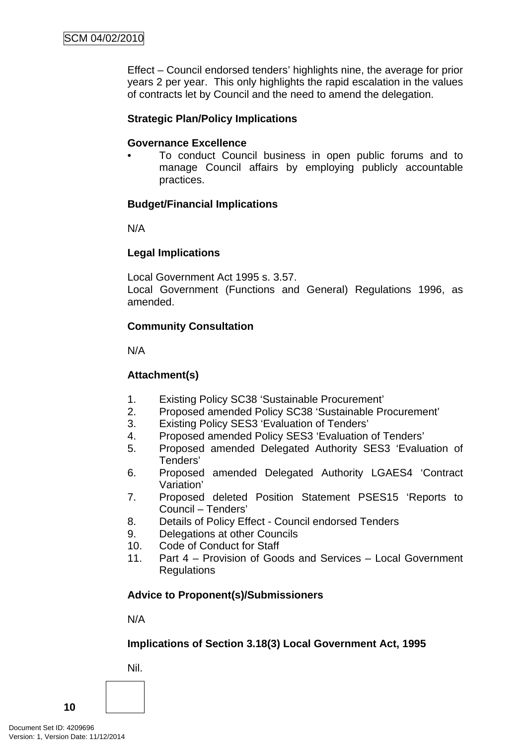Effect – Council endorsed tenders' highlights nine, the average for prior years 2 per year. This only highlights the rapid escalation in the values of contracts let by Council and the need to amend the delegation.

**Strategic Plan/Policy Implications**

**Governance Excellence**

- To conduct Council business in open public forums and to manage Council affairs by employing publicly accountable practices.

**Budget/Financial Implications**

N/A

**Legal Implications**

Local Government Act 1995 s. 3.57.
Local Government (Functions and General) Regulations 1996, as amended.

**Community Consultation**

N/A

**Attachment(s)**

1. Existing Policy SC38 'Sustainable Procurement'
2. Proposed amended Policy SC38 'Sustainable Procurement'
3. Existing Policy SES3 'Evaluation of Tenders'
4. Proposed amended Policy SES3 'Evaluation of Tenders'
5. Proposed amended Delegated Authority SES3 'Evaluation of Tenders'
6. Proposed amended Delegated Authority LGAES4 'Contract Variation'
7. Proposed deleted Position Statement PSES15 'Reports to Council – Tenders'
8. Details of Policy Effect - Council endorsed Tenders
9. Delegations at other Councils
10. Code of Conduct for Staff
11. Part 4 – Provision of Goods and Services – Local Government Regulations

**Advice to Proponent(s)/Submissioners**

N/A

**Implications of Section 3.18(3) Local Government Act, 1995**

Nil.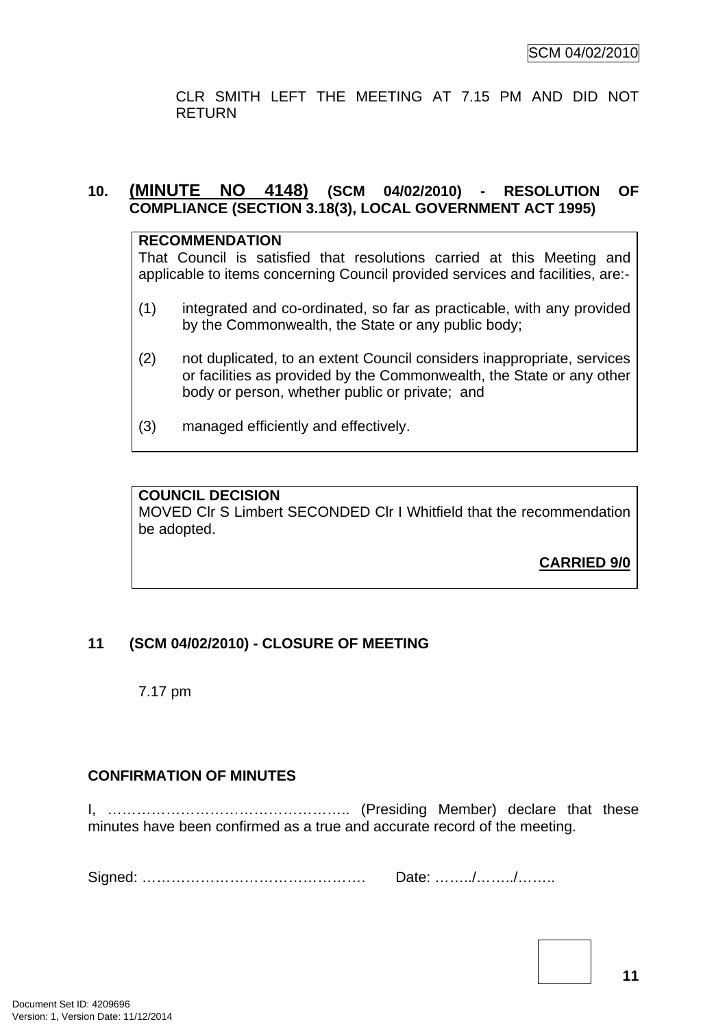CLR SMITH LEFT THE MEETING AT 7.15 PM AND DID NOT RETURN

## 10. (MINUTE NO 4148) (SCM 04/02/2010) - RESOLUTION OF COMPLIANCE (SECTION 3.18(3), LOCAL GOVERNMENT ACT 1995)

**RECOMMENDATION**

That Council is satisfied that resolutions carried at this Meeting and applicable to items concerning Council provided services and facilities, are:-

(1) integrated and co-ordinated, so far as practicable, with any provided by the Commonwealth, the State or any public body;

(2) not duplicated, to an extent Council considers inappropriate, services or facilities as provided by the Commonwealth, the State or any other body or person, whether public or private; and

(3) managed efficiently and effectively.

**COUNCIL DECISION**

MOVED Clr S Limbert SECONDED Clr I Whitfield that the recommendation be adopted.

**CARRIED 9/0**

## 11 (SCM 04/02/2010) - CLOSURE OF MEETING

7.17 pm

**CONFIRMATION OF MINUTES**

I, ………………………………………….. (Presiding Member) declare that these minutes have been confirmed as a true and accurate record of the meeting.

Signed: ……………………………………….   Date: ……../……../……..

Document Set ID: 4209696
Version: 1, Version Date: 11/12/2014